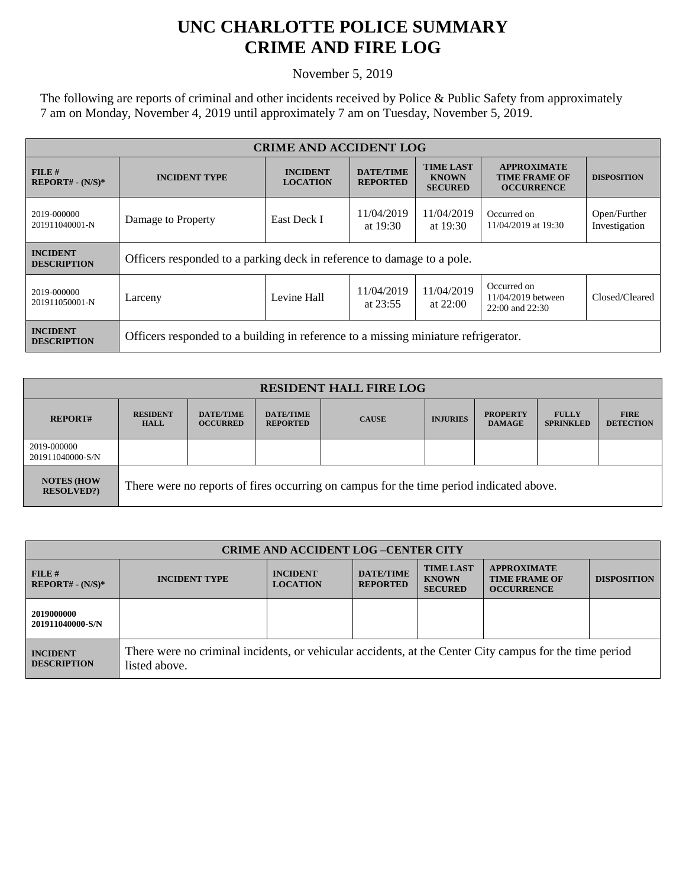# UNC CHARLOTTE POLICE SUMMARY
# CRIME AND FIRE LOG

November 5, 2019

The following are reports of criminal and other incidents received by Police & Public Safety from approximately 7 am on Monday, November 4, 2019 until approximately 7 am on Tuesday, November 5, 2019.

| CRIME AND ACCIDENT LOG | | | | | | |
|---|---|---|---|---|---|---|
| **FILE # REPORT# - (N/S)*** | **INCIDENT TYPE** | **INCIDENT LOCATION** | **DATE/TIME REPORTED** | **TIME LAST KNOWN SECURED** | **APPROXIMATE TIME FRAME OF OCCURRENCE** | **DISPOSITION** |
| 2019-000000 201911040001-N | Damage to Property | East Deck I | 11/04/2019 at 19:30 | 11/04/2019 at 19:30 | Occurred on 11/04/2019 at 19:30 | Open/Further Investigation |
| **INCIDENT DESCRIPTION** | Officers responded to a parking deck in reference to damage to a pole. | | | | | |
| 2019-000000 201911050001-N | Larceny | Levine Hall | 11/04/2019 at 23:55 | 11/04/2019 at 22:00 | Occurred on 11/04/2019 between 22:00 and 22:30 | Closed/Cleared |
| **INCIDENT DESCRIPTION** | Officers responded to a building in reference to a missing miniature refrigerator. | | | | | |

| RESIDENT HALL FIRE LOG | | | | | | | | |
|---|---|---|---|---|---|---|---|---|
| **REPORT#** | **RESIDENT HALL** | **DATE/TIME OCCURRED** | **DATE/TIME REPORTED** | **CAUSE** | **INJURIES** | **PROPERTY DAMAGE** | **FULLY SPRINKLED** | **FIRE DETECTION** |
| 2019-000000 201911040000-S/N | | | | | | | | |
| **NOTES (HOW RESOLVED?)** | There were no reports of fires occurring on campus for the time period indicated above. | | | | | | | |

| CRIME AND ACCIDENT LOG –CENTER CITY | | | | | | |
|---|---|---|---|---|---|---|
| **FILE # REPORT# - (N/S)*** | **INCIDENT TYPE** | **INCIDENT LOCATION** | **DATE/TIME REPORTED** | **TIME LAST KNOWN SECURED** | **APPROXIMATE TIME FRAME OF OCCURRENCE** | **DISPOSITION** |
| **2019000000 201911040000-S/N** | | | | | | |
| **INCIDENT DESCRIPTION** | There were no criminal incidents, or vehicular accidents, at the Center City campus for the time period listed above. | | | | | |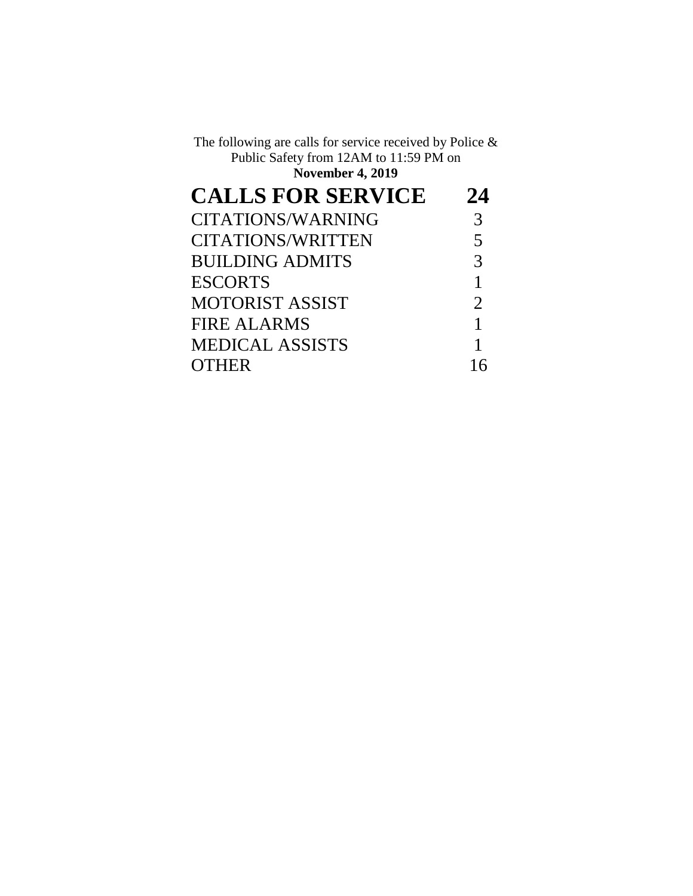The following are calls for service received by Police & Public Safety from 12AM to 11:59 PM on
**November 4, 2019**

| | |
|---|---|
| **CALLS FOR SERVICE** | **24** |
| CITATIONS/WARNING | 3 |
| CITATIONS/WRITTEN | 5 |
| BUILDING ADMITS | 3 |
| ESCORTS | 1 |
| MOTORIST ASSIST | 2 |
| FIRE ALARMS | 1 |
| MEDICAL ASSISTS | 1 |
| OTHER | 16 |